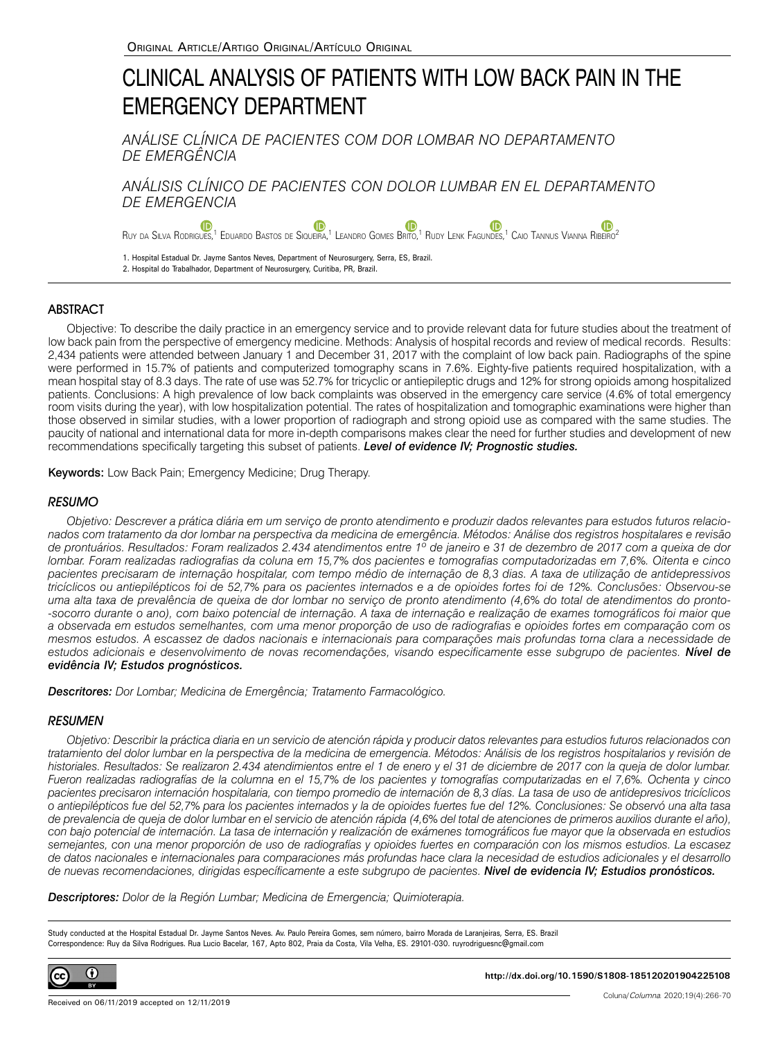Original Article/Artigo Original/Artículo Original

# CLINICAL ANALYSIS OF PATIENTS WITH LOW BACK PAIN IN THE EMERGENCY DEPARTMENT

## *ANÁLISE CLÍNICA DE PACIENTES COM DOR LOMBAR NO DEPARTAMENTO DE EMERGÊNCIA*

## *ANÁLISIS CLÍNICO DE PACIENTES CON DOLOR LUMBAR EN EL DEPARTAMENTO DE EMERGENCIA*

Ruy da Silva Rodrigues,[1] Eduardo Bastos de Siqueira,[1] Leandro Gomes Brito,[1] Rudy Lenk Fagundes,[1] Caio Tannus Vianna Ribeiro[2]

1. Hospital Estadual Dr. Jayme Santos Neves, Department of Neurosurgery, Serra, ES, Brazil.
2. Hospital do Trabalhador, Department of Neurosurgery, Curitiba, PR, Brazil.

### ABSTRACT

Objective: To describe the daily practice in an emergency service and to provide relevant data for future studies about the treatment of low back pain from the perspective of emergency medicine. Methods: Analysis of hospital records and review of medical records. Results: 2,434 patients were attended between January 1 and December 31, 2017 with the complaint of low back pain. Radiographs of the spine were performed in 15.7% of patients and computerized tomography scans in 7.6%. Eighty-five patients required hospitalization, with a mean hospital stay of 8.3 days. The rate of use was 52.7% for tricyclic or antiepileptic drugs and 12% for strong opioids among hospitalized patients. Conclusions: A high prevalence of low back complaints was observed in the emergency care service (4.6% of total emergency room visits during the year), with low hospitalization potential. The rates of hospitalization and tomographic examinations were higher than those observed in similar studies, with a lower proportion of radiograph and strong opioid use as compared with the same studies. The paucity of national and international data for more in-depth comparisons makes clear the need for further studies and development of new recommendations specifically targeting this subset of patients. ***Level of evidence IV; Prognostic studies.***

**Keywords:** Low Back Pain; Emergency Medicine; Drug Therapy.

### *RESUMO*

*Objetivo: Descrever a prática diária em um serviço de pronto atendimento e produzir dados relevantes para estudos futuros relacionados com tratamento da dor lombar na perspectiva da medicina de emergência. Métodos: Análise dos registros hospitalares e revisão de prontuários. Resultados: Foram realizados 2.434 atendimentos entre 1º de janeiro e 31 de dezembro de 2017 com a queixa de dor lombar. Foram realizadas radiografias da coluna em 15,7% dos pacientes e tomografias computadorizadas em 7,6%. Oitenta e cinco pacientes precisaram de internação hospitalar, com tempo médio de internação de 8,3 dias. A taxa de utilização de antidepressivos tricíclicos ou antiepilépticos foi de 52,7% para os pacientes internados e a de opioides fortes foi de 12%. Conclusões: Observou-se uma alta taxa de prevalência de queixa de dor lombar no serviço de pronto atendimento (4,6% do total de atendimentos do pronto--socorro durante o ano), com baixo potencial de internação. A taxa de internação e realização de exames tomográficos foi maior que a observada em estudos semelhantes, com uma menor proporção de uso de radiografias e opioides fortes em comparação com os mesmos estudos. A escassez de dados nacionais e internacionais para comparações mais profundas torna clara a necessidade de estudos adicionais e desenvolvimento de novas recomendações, visando especificamente esse subgrupo de pacientes.* ***Nível de evidência IV; Estudos prognósticos.***

***Descritores:*** *Dor Lombar; Medicina de Emergência; Tratamento Farmacológico.*

### *RESUMEN*

*Objetivo: Describir la práctica diaria en un servicio de atención rápida y producir datos relevantes para estudios futuros relacionados con tratamiento del dolor lumbar en la perspectiva de la medicina de emergencia. Métodos: Análisis de los registros hospitalarios y revisión de historiales. Resultados: Se realizaron 2.434 atendimientos entre el 1 de enero y el 31 de diciembre de 2017 con la queja de dolor lumbar. Fueron realizadas radiografías de la columna en el 15,7% de los pacientes y tomografías computarizadas en el 7,6%. Ochenta y cinco pacientes precisaron internación hospitalaria, con tiempo promedio de internación de 8,3 días. La tasa de uso de antidepresivos tricíclicos o antiepilépticos fue del 52,7% para los pacientes internados y la de opioides fuertes fue del 12%. Conclusiones: Se observó una alta tasa de prevalencia de queja de dolor lumbar en el servicio de atención rápida (4,6% del total de atenciones de primeros auxilios durante el año), con bajo potencial de internación. La tasa de internación y realización de exámenes tomográficos fue mayor que la observada en estudios semejantes, con una menor proporción de uso de radiografías y opioides fuertes en comparación con los mismos estudios. La escasez de datos nacionales e internacionales para comparaciones más profundas hace clara la necesidad de estudios adicionales y el desarrollo de nuevas recomendaciones, dirigidas específicamente a este subgrupo de pacientes.* ***Nivel de evidencia IV; Estudios pronósticos.***

***Descriptores:*** *Dolor de la Región Lumbar; Medicina de Emergencia; Quimioterapia.*

Study conducted at the Hospital Estadual Dr. Jayme Santos Neves. Av. Paulo Pereira Gomes, sem número, bairro Morada de Laranjeiras, Serra, ES. Brazil
Correspondence: Ruy da Silva Rodrigues. Rua Lucio Bacelar, 167, Apto 802, Praia da Costa, Vila Velha, ES. 29101-030. ruyrodriguesnc@gmail.com

**http://dx.doi.org/10.1590/S1808-185120201904225108**

Received on 06/11/2019 accepted on 12/11/2019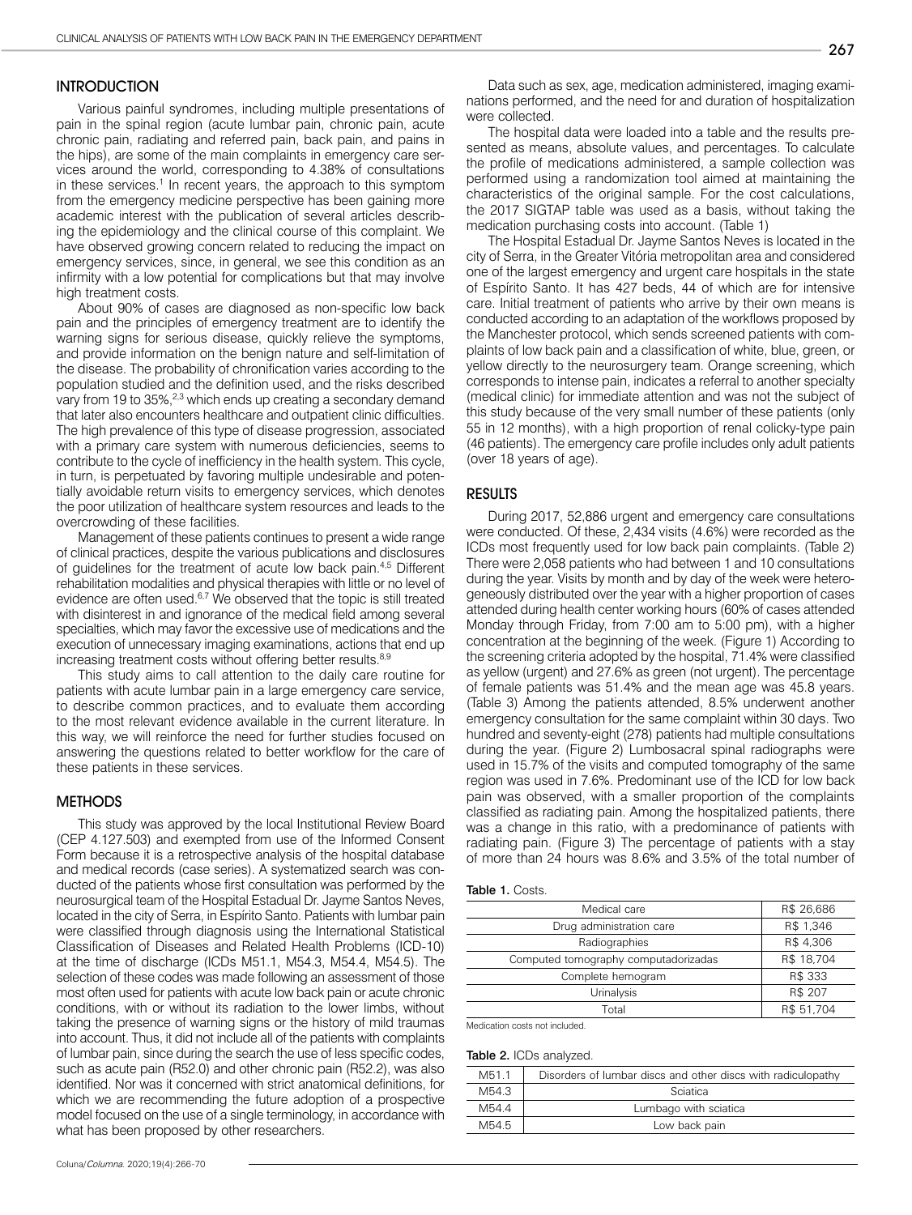## INTRODUCTION

Various painful syndromes, including multiple presentations of pain in the spinal region (acute lumbar pain, chronic pain, acute chronic pain, radiating and referred pain, back pain, and pains in the hips), are some of the main complaints in emergency care services around the world, corresponding to 4.38% of consultations in these services.[1] In recent years, the approach to this symptom from the emergency medicine perspective has been gaining more academic interest with the publication of several articles describing the epidemiology and the clinical course of this complaint. We have observed growing concern related to reducing the impact on emergency services, since, in general, we see this condition as an infirmity with a low potential for complications but that may involve high treatment costs.

About 90% of cases are diagnosed as non-specific low back pain and the principles of emergency treatment are to identify the warning signs for serious disease, quickly relieve the symptoms, and provide information on the benign nature and self-limitation of the disease. The probability of chronification varies according to the population studied and the definition used, and the risks described vary from 19 to 35%,[2,3] which ends up creating a secondary demand that later also encounters healthcare and outpatient clinic difficulties. The high prevalence of this type of disease progression, associated with a primary care system with numerous deficiencies, seems to contribute to the cycle of inefficiency in the health system. This cycle, in turn, is perpetuated by favoring multiple undesirable and potentially avoidable return visits to emergency services, which denotes the poor utilization of healthcare system resources and leads to the overcrowding of these facilities.

Management of these patients continues to present a wide range of clinical practices, despite the various publications and disclosures of guidelines for the treatment of acute low back pain.[4,5] Different rehabilitation modalities and physical therapies with little or no level of evidence are often used.[6,7] We observed that the topic is still treated with disinterest in and ignorance of the medical field among several specialties, which may favor the excessive use of medications and the execution of unnecessary imaging examinations, actions that end up increasing treatment costs without offering better results.[8,9]

This study aims to call attention to the daily care routine for patients with acute lumbar pain in a large emergency care service, to describe common practices, and to evaluate them according to the most relevant evidence available in the current literature. In this way, we will reinforce the need for further studies focused on answering the questions related to better workflow for the care of these patients in these services.

## METHODS

This study was approved by the local Institutional Review Board (CEP 4.127.503) and exempted from use of the Informed Consent Form because it is a retrospective analysis of the hospital database and medical records (case series). A systematized search was conducted of the patients whose first consultation was performed by the neurosurgical team of the Hospital Estadual Dr. Jayme Santos Neves, located in the city of Serra, in Espírito Santo. Patients with lumbar pain were classified through diagnosis using the International Statistical Classification of Diseases and Related Health Problems (ICD-10) at the time of discharge (ICDs M51.1, M54.3, M54.4, M54.5). The selection of these codes was made following an assessment of those most often used for patients with acute low back pain or acute chronic conditions, with or without its radiation to the lower limbs, without taking the presence of warning signs or the history of mild traumas into account. Thus, it did not include all of the patients with complaints of lumbar pain, since during the search the use of less specific codes, such as acute pain (R52.0) and other chronic pain (R52.2), was also identified. Nor was it concerned with strict anatomical definitions, for which we are recommending the future adoption of a prospective model focused on the use of a single terminology, in accordance with what has been proposed by other researchers.

Data such as sex, age, medication administered, imaging examinations performed, and the need for and duration of hospitalization were collected.

The hospital data were loaded into a table and the results presented as means, absolute values, and percentages. To calculate the profile of medications administered, a sample collection was performed using a randomization tool aimed at maintaining the characteristics of the original sample. For the cost calculations, the 2017 SIGTAP table was used as a basis, without taking the medication purchasing costs into account. (Table 1)

The Hospital Estadual Dr. Jayme Santos Neves is located in the city of Serra, in the Greater Vitória metropolitan area and considered one of the largest emergency and urgent care hospitals in the state of Espírito Santo. It has 427 beds, 44 of which are for intensive care. Initial treatment of patients who arrive by their own means is conducted according to an adaptation of the workflows proposed by the Manchester protocol, which sends screened patients with complaints of low back pain and a classification of white, blue, green, or yellow directly to the neurosurgery team. Orange screening, which corresponds to intense pain, indicates a referral to another specialty (medical clinic) for immediate attention and was not the subject of this study because of the very small number of these patients (only 55 in 12 months), with a high proportion of renal colicky-type pain (46 patients). The emergency care profile includes only adult patients (over 18 years of age).

## RESULTS

During 2017, 52,886 urgent and emergency care consultations were conducted. Of these, 2,434 visits (4.6%) were recorded as the ICDs most frequently used for low back pain complaints. (Table 2) There were 2,058 patients who had between 1 and 10 consultations during the year. Visits by month and by day of the week were heterogeneously distributed over the year with a higher proportion of cases attended during health center working hours (60% of cases attended Monday through Friday, from 7:00 am to 5:00 pm), with a higher concentration at the beginning of the week. (Figure 1) According to the screening criteria adopted by the hospital, 71.4% were classified as yellow (urgent) and 27.6% as green (not urgent). The percentage of female patients was 51.4% and the mean age was 45.8 years. (Table 3) Among the patients attended, 8.5% underwent another emergency consultation for the same complaint within 30 days. Two hundred and seventy-eight (278) patients had multiple consultations during the year. (Figure 2) Lumbosacral spinal radiographs were used in 15.7% of the visits and computed tomography of the same region was used in 7.6%. Predominant use of the ICD for low back pain was observed, with a smaller proportion of the complaints classified as radiating pain. Among the hospitalized patients, there was a change in this ratio, with a predominance of patients with radiating pain. (Figure 3) The percentage of patients with a stay of more than 24 hours was 8.6% and 3.5% of the total number of

**Table 1.** Costs.

| | |
|---|---|
| Medical care | R$ 26,686 |
| Drug administration care | R$ 1,346 |
| Radiographies | R$ 4,306 |
| Computed tomography computadorizadas | R$ 18,704 |
| Complete hemogram | R$ 333 |
| Urinalysis | R$ 207 |
| Total | R$ 51,704 |

Medication costs not included.

**Table 2.** ICDs analyzed.

| | |
|---|---|
| M51.1 | Disorders of lumbar discs and other discs with radiculopathy |
| M54.3 | Sciatica |
| M54.4 | Lumbago with sciatica |
| M54.5 | Low back pain |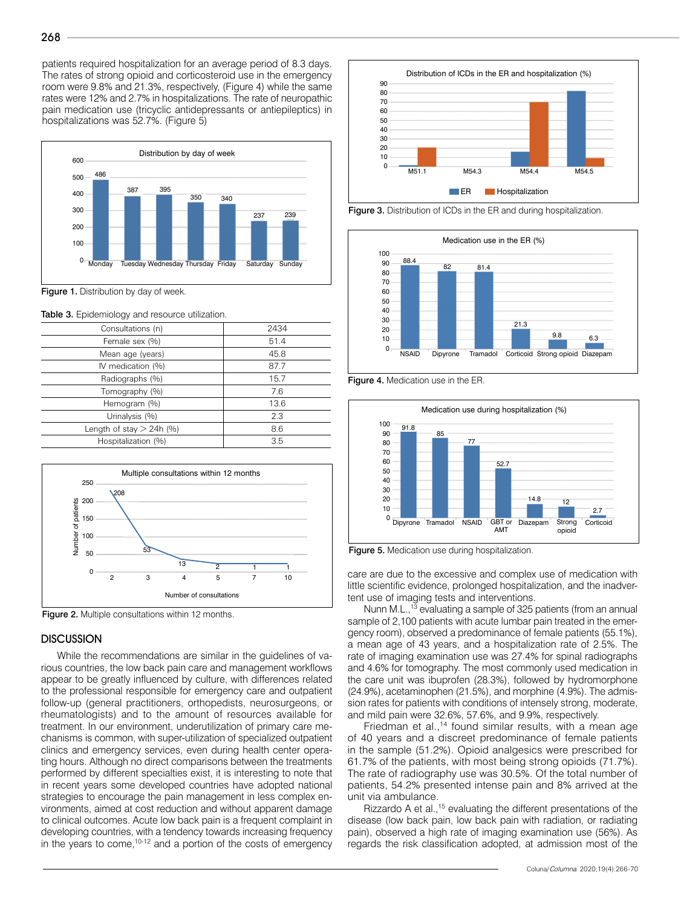patients required hospitalization for an average period of 8.3 days. The rates of strong opioid and corticosteroid use in the emergency room were 9.8% and 21.3%, respectively, (Figure 4) while the same rates were 12% and 2.7% in hospitalizations. The rate of neuropathic pain medication use (tricyclic antidepressants or antiepileptics) in hospitalizations was 52.7%. (Figure 5)

Figure 1. Distribution by day of week.

Table 3. Epidemiology and resource utilization.

| | |
|---|---|
| Consultations (n) | 2434 |
| Female sex (%) | 51.4 |
| Mean age (years) | 45.8 |
| IV medication (%) | 87.7 |
| Radiographs (%) | 15.7 |
| Tomography (%) | 7.6 |
| Hemogram (%) | 13.6 |
| Urinalysis (%) | 2.3 |
| Length of stay > 24h (%) | 8.6 |
| Hospitalization (%) | 3.5 |

Figure 2. Multiple consultations within 12 months.

Figure 3. Distribution of ICDs in the ER and during hospitalization.

Figure 4. Medication use in the ER.

Figure 5. Medication use during hospitalization.

## DISCUSSION

While the recommendations are similar in the guidelines of various countries, the low back pain care and management workflows appear to be greatly influenced by culture, with differences related to the professional responsible for emergency care and outpatient follow-up (general practitioners, orthopedists, neurosurgeons, or rheumatologists) and to the amount of resources available for treatment. In our environment, underutilization of primary care mechanisms is common, with super-utilization of specialized outpatient clinics and emergency services, even during health center operating hours. Although no direct comparisons between the treatments performed by different specialties exist, it is interesting to note that in recent years some developed countries have adopted national strategies to encourage the pain management in less complex environments, aimed at cost reduction and without apparent damage to clinical outcomes. Acute low back pain is a frequent complaint in developing countries, with a tendency towards increasing frequency in the years to come,[10-12] and a portion of the costs of emergency care are due to the excessive and complex use of medication with little scientific evidence, prolonged hospitalization, and the inadvertent use of imaging tests and interventions.

Nunn M.L.,[13] evaluating a sample of 325 patients (from an annual sample of 2,100 patients with acute lumbar pain treated in the emergency room), observed a predominance of female patients (55.1%), a mean age of 43 years, and a hospitalization rate of 2.5%. The rate of imaging examination use was 27.4% for spinal radiographs and 4.6% for tomography. The most commonly used medication in the care unit was ibuprofen (28.3%), followed by hydromorphone (24.9%), acetaminophen (21.5%), and morphine (4.9%). The admission rates for patients with conditions of intensely strong, moderate, and mild pain were 32.6%, 57.6%, and 9.9%, respectively.

Friedman et al.,[14] found similar results, with a mean age of 40 years and a discreet predominance of female patients in the sample (51.2%). Opioid analgesics were prescribed for 61.7% of the patients, with most being strong opioids (71.7%). The rate of radiography use was 30.5%. Of the total number of patients, 54.2% presented intense pain and 8% arrived at the unit via ambulance.

Rizzardo A et al.,[15] evaluating the different presentations of the disease (low back pain, low back pain with radiation, or radiating pain), observed a high rate of imaging examination use (56%). As regards the risk classification adopted, at admission most of the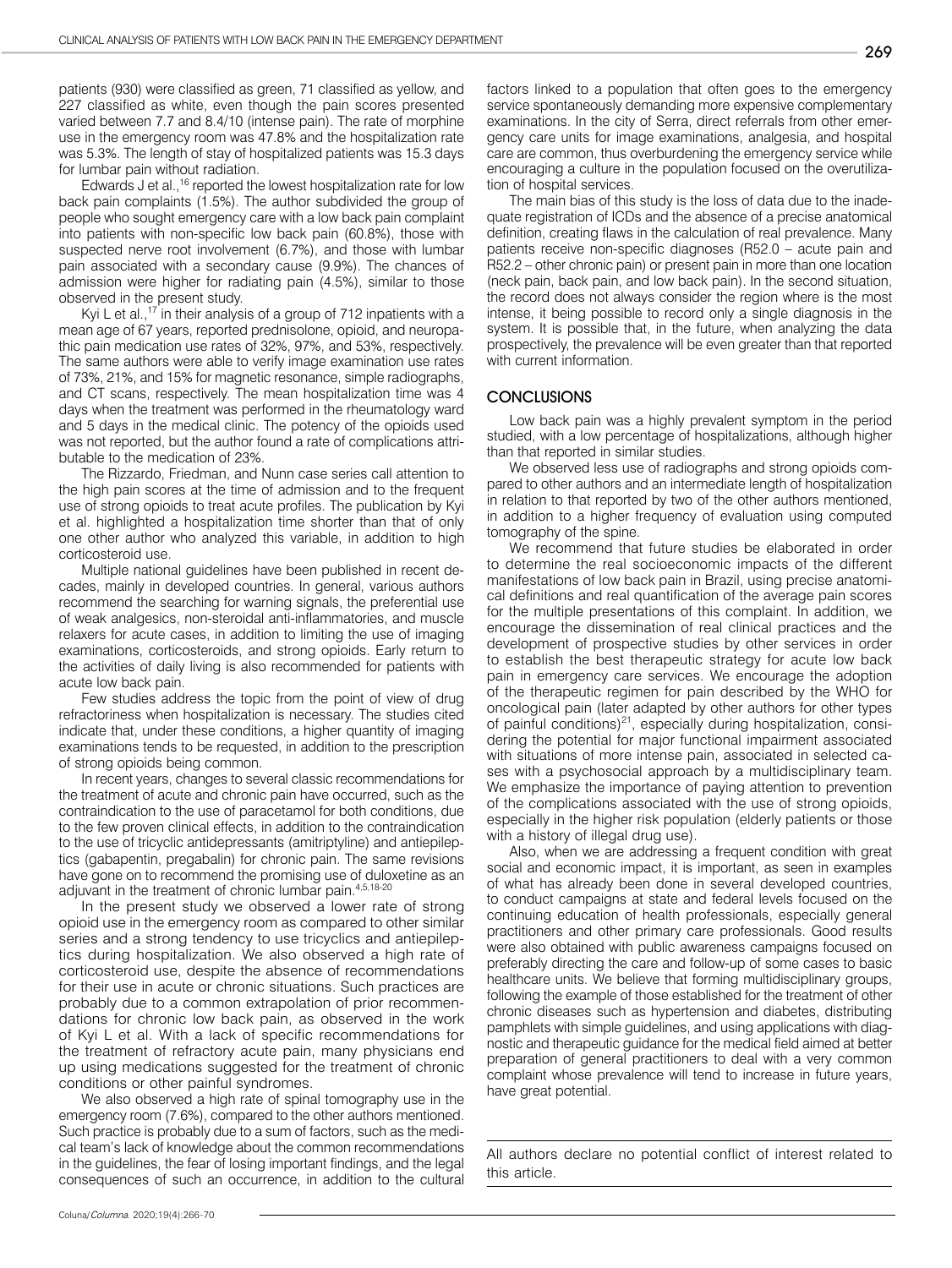patients (930) were classified as green, 71 classified as yellow, and 227 classified as white, even though the pain scores presented varied between 7.7 and 8.4/10 (intense pain). The rate of morphine use in the emergency room was 47.8% and the hospitalization rate was 5.3%. The length of stay of hospitalized patients was 15.3 days for lumbar pain without radiation.

Edwards J et al.,[16] reported the lowest hospitalization rate for low back pain complaints (1.5%). The author subdivided the group of people who sought emergency care with a low back pain complaint into patients with non-specific low back pain (60.8%), those with suspected nerve root involvement (6.7%), and those with lumbar pain associated with a secondary cause (9.9%). The chances of admission were higher for radiating pain (4.5%), similar to those observed in the present study.

Kyi L et al.,[17] in their analysis of a group of 712 inpatients with a mean age of 67 years, reported prednisolone, opioid, and neuropathic pain medication use rates of 32%, 97%, and 53%, respectively. The same authors were able to verify image examination use rates of 73%, 21%, and 15% for magnetic resonance, simple radiographs, and CT scans, respectively. The mean hospitalization time was 4 days when the treatment was performed in the rheumatology ward and 5 days in the medical clinic. The potency of the opioids used was not reported, but the author found a rate of complications attributable to the medication of 23%.

The Rizzardo, Friedman, and Nunn case series call attention to the high pain scores at the time of admission and to the frequent use of strong opioids to treat acute profiles. The publication by Kyi et al. highlighted a hospitalization time shorter than that of only one other author who analyzed this variable, in addition to high corticosteroid use.

Multiple national guidelines have been published in recent decades, mainly in developed countries. In general, various authors recommend the searching for warning signals, the preferential use of weak analgesics, non-steroidal anti-inflammatories, and muscle relaxers for acute cases, in addition to limiting the use of imaging examinations, corticosteroids, and strong opioids. Early return to the activities of daily living is also recommended for patients with acute low back pain.

Few studies address the topic from the point of view of drug refractoriness when hospitalization is necessary. The studies cited indicate that, under these conditions, a higher quantity of imaging examinations tends to be requested, in addition to the prescription of strong opioids being common.

In recent years, changes to several classic recommendations for the treatment of acute and chronic pain have occurred, such as the contraindication to the use of paracetamol for both conditions, due to the few proven clinical effects, in addition to the contraindication to the use of tricyclic antidepressants (amitriptyline) and antiepileptics (gabapentin, pregabalin) for chronic pain. The same revisions have gone on to recommend the promising use of duloxetine as an adjuvant in the treatment of chronic lumbar pain.[4,5,18-20]

In the present study we observed a lower rate of strong opioid use in the emergency room as compared to other similar series and a strong tendency to use tricyclics and antiepileptics during hospitalization. We also observed a high rate of corticosteroid use, despite the absence of recommendations for their use in acute or chronic situations. Such practices are probably due to a common extrapolation of prior recommendations for chronic low back pain, as observed in the work of Kyi L et al. With a lack of specific recommendations for the treatment of refractory acute pain, many physicians end up using medications suggested for the treatment of chronic conditions or other painful syndromes.

We also observed a high rate of spinal tomography use in the emergency room (7.6%), compared to the other authors mentioned. Such practice is probably due to a sum of factors, such as the medical team's lack of knowledge about the common recommendations in the guidelines, the fear of losing important findings, and the legal consequences of such an occurrence, in addition to the cultural factors linked to a population that often goes to the emergency service spontaneously demanding more expensive complementary examinations. In the city of Serra, direct referrals from other emergency care units for image examinations, analgesia, and hospital care are common, thus overburdening the emergency service while encouraging a culture in the population focused on the overutilization of hospital services.

The main bias of this study is the loss of data due to the inadequate registration of ICDs and the absence of a precise anatomical definition, creating flaws in the calculation of real prevalence. Many patients receive non-specific diagnoses (R52.0 – acute pain and R52.2 – other chronic pain) or present pain in more than one location (neck pain, back pain, and low back pain). In the second situation, the record does not always consider the region where is the most intense, it being possible to record only a single diagnosis in the system. It is possible that, in the future, when analyzing the data prospectively, the prevalence will be even greater than that reported with current information.

## CONCLUSIONS

Low back pain was a highly prevalent symptom in the period studied, with a low percentage of hospitalizations, although higher than that reported in similar studies.

We observed less use of radiographs and strong opioids compared to other authors and an intermediate length of hospitalization in relation to that reported by two of the other authors mentioned, in addition to a higher frequency of evaluation using computed tomography of the spine.

We recommend that future studies be elaborated in order to determine the real socioeconomic impacts of the different manifestations of low back pain in Brazil, using precise anatomical definitions and real quantification of the average pain scores for the multiple presentations of this complaint. In addition, we encourage the dissemination of real clinical practices and the development of prospective studies by other services in order to establish the best therapeutic strategy for acute low back pain in emergency care services. We encourage the adoption of the therapeutic regimen for pain described by the WHO for oncological pain (later adapted by other authors for other types of painful conditions)[21], especially during hospitalization, considering the potential for major functional impairment associated with situations of more intense pain, associated in selected cases with a psychosocial approach by a multidisciplinary team. We emphasize the importance of paying attention to prevention of the complications associated with the use of strong opioids, especially in the higher risk population (elderly patients or those with a history of illegal drug use).

Also, when we are addressing a frequent condition with great social and economic impact, it is important, as seen in examples of what has already been done in several developed countries, to conduct campaigns at state and federal levels focused on the continuing education of health professionals, especially general practitioners and other primary care professionals. Good results were also obtained with public awareness campaigns focused on preferably directing the care and follow-up of some cases to basic healthcare units. We believe that forming multidisciplinary groups, following the example of those established for the treatment of other chronic diseases such as hypertension and diabetes, distributing pamphlets with simple guidelines, and using applications with diagnostic and therapeutic guidance for the medical field aimed at better preparation of general practitioners to deal with a very common complaint whose prevalence will tend to increase in future years, have great potential.

All authors declare no potential conflict of interest related to this article.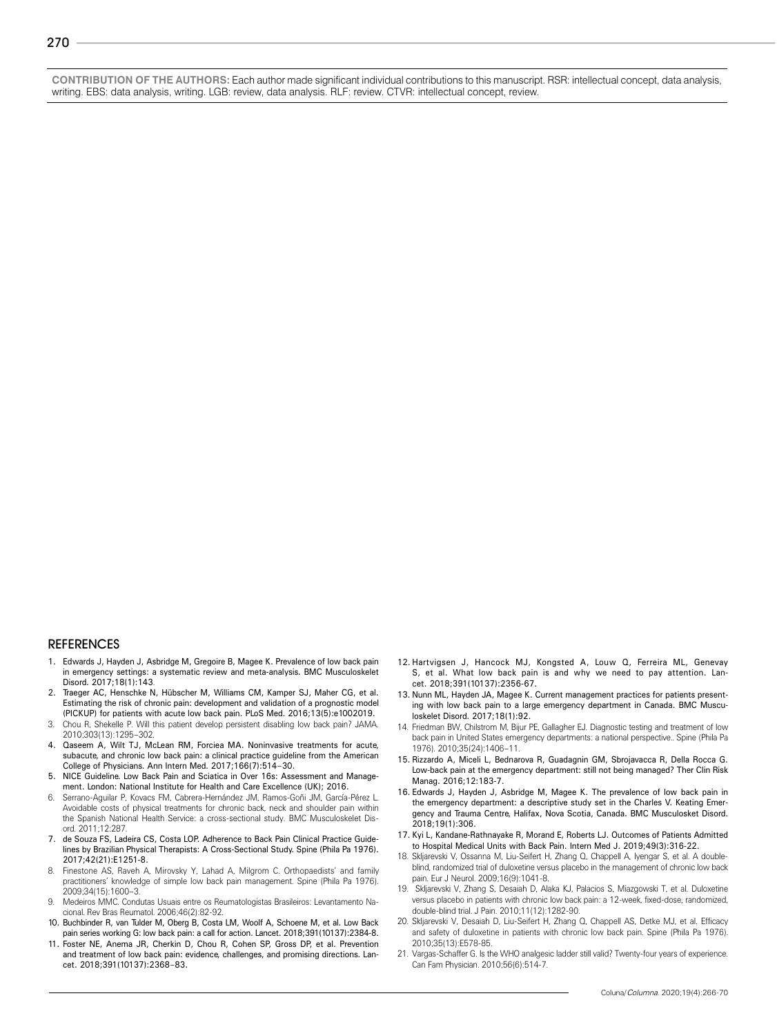**CONTRIBUTION OF THE AUTHORS:** Each author made significant individual contributions to this manuscript. RSR: intellectual concept, data analysis, writing. EBS: data analysis, writing. LGB: review, data analysis. RLF: review. CTVR: intellectual concept, review.

## REFERENCES

1. Edwards J, Hayden J, Asbridge M, Gregoire B, Magee K. Prevalence of low back pain in emergency settings: a systematic review and meta-analysis. BMC Musculoskelet Disord. 2017;18(1):143.
2. Traeger AC, Henschke N, Hübscher M, Williams CM, Kamper SJ, Maher CG, et al. Estimating the risk of chronic pain: development and validation of a prognostic model (PICKUP) for patients with acute low back pain. PLoS Med. 2016;13(5):e1002019.
3. Chou R, Shekelle P. Will this patient develop persistent disabling low back pain? JAMA. 2010;303(13):1295–302.
4. Qaseem A, Wilt TJ, McLean RM, Forciea MA. Noninvasive treatments for acute, subacute, and chronic low back pain: a clinical practice guideline from the American College of Physicians. Ann Intern Med. 2017;166(7):514–30.
5. NICE Guideline. Low Back Pain and Sciatica in Over 16s: Assessment and Management. London: National Institute for Health and Care Excellence (UK); 2016.
6. Serrano-Aguilar P, Kovacs FM, Cabrera-Hernández JM, Ramos-Goñi JM, García-Pérez L. Avoidable costs of physical treatments for chronic back, neck and shoulder pain within the Spanish National Health Service: a cross-sectional study. BMC Musculoskelet Disord. 2011;12:287.
7. de Souza FS, Ladeira CS, Costa LOP. Adherence to Back Pain Clinical Practice Guidelines by Brazilian Physical Therapists: A Cross-Sectional Study. Spine (Phila Pa 1976). 2017;42(21):E1251-8.
8. Finestone AS, Raveh A, Mirovsky Y, Lahad A, Milgrom C. Orthopaedists' and family practitioners' knowledge of simple low back pain management. Spine (Phila Pa 1976). 2009;34(15):1600–3.
9. Medeiros MMC. Condutas Usuais entre os Reumatologistas Brasileiros: Levantamento Nacional. Rev Bras Reumatol. 2006;46(2):82-92.
10. Buchbinder R, van Tulder M, Oberg B, Costa LM, Woolf A, Schoene M, et al. Low Back pain series working G: low back pain: a call for action. Lancet. 2018;391(10137):2384-8.
11. Foster NE, Anema JR, Cherkin D, Chou R, Cohen SP, Gross DP, et al. Prevention and treatment of low back pain: evidence, challenges, and promising directions. Lancet. 2018;391(10137):2368–83.
12. Hartvigsen J, Hancock MJ, Kongsted A, Louw Q, Ferreira ML, Genevay S, et al. What low back pain is and why we need to pay attention. Lancet. 2018;391(10137):2356-67.
13. Nunn ML, Hayden JA, Magee K. Current management practices for patients presenting with low back pain to a large emergency department in Canada. BMC Musculoskelet Disord. 2017;18(1):92.
14. Friedman BW, Chilstrom M, Bijur PE, Gallagher EJ. Diagnostic testing and treatment of low back pain in United States emergency departments: a national perspective.. Spine (Phila Pa 1976). 2010;35(24):1406–11.
15. Rizzardo A, Miceli L, Bednarova R, Guadagnin GM, Sbrojavacca R, Della Rocca G. Low-back pain at the emergency department: still not being managed? Ther Clin Risk Manag. 2016;12:183-7.
16. Edwards J, Hayden J, Asbridge M, Magee K. The prevalence of low back pain in the emergency department: a descriptive study set in the Charles V. Keating Emergency and Trauma Centre, Halifax, Nova Scotia, Canada. BMC Musculosket Disord. 2018;19(1):306.
17. Kyi L, Kandane-Rathnayake R, Morand E, Roberts LJ. Outcomes of Patients Admitted to Hospital Medical Units with Back Pain. Intern Med J. 2019;49(3):316-22.
18. Skljarevski V, Ossanna M, Liu-Seifert H, Zhang Q, Chappell A, Iyengar S, et al. A double-blind, randomized trial of duloxetine versus placebo in the management of chronic low back pain. Eur J Neurol. 2009;16(9):1041-8.
19. Skljarevski V, Zhang S, Desaiah D, Alaka KJ, Palacios S, Miazgowski T, et al. Duloxetine versus placebo in patients with chronic low back pain: a 12-week, fixed-dose, randomized, double-blind trial. J Pain. 2010;11(12):1282-90.
20. Skljarevski V, Desaiah D, Liu-Seifert H, Zhang Q, Chappell AS, Detke MJ, et al. Efficacy and safety of duloxetine in patients with chronic low back pain. Spine (Phila Pa 1976). 2010;35(13):E578-85.
21. Vargas-Schaffer G. Is the WHO analgesic ladder still valid? Twenty-four years of experience. Can Fam Physician. 2010;56(6):514-7.